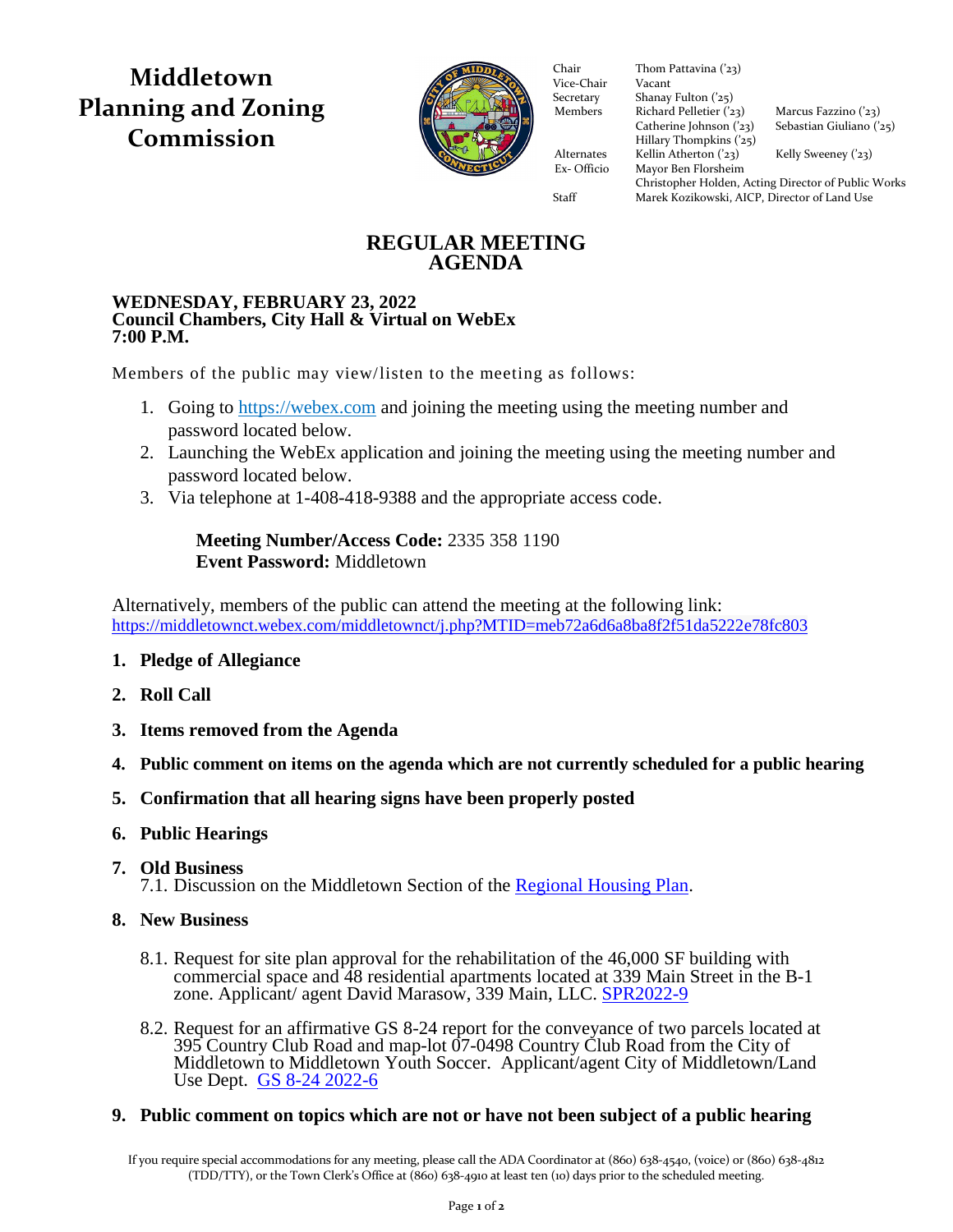# Middletown Planning and Zoning Commission

| | | |
|---|---|---|
| Chair | Thom Pattavina ('23) | |
| Vice-Chair | Vacant | |
| Secretary | Shanay Fulton ('25) | |
| Members | Richard Pelletier ('23) | Marcus Fazzino ('23) |
| | Catherine Johnson ('23) | Sebastian Giuliano ('25) |
| | Hillary Thompkins ('25) | |
| Alternates | Kellin Atherton ('23) | Kelly Sweeney ('23) |
| Ex- Officio | Mayor Ben Florsheim | |
| | Christopher Holden, Acting Director of Public Works | |
| Staff | Marek Kozikowski, AICP, Director of Land Use | |

## REGULAR MEETING AGENDA

**WEDNESDAY, FEBRUARY 23, 2022**
**Council Chambers, City Hall & Virtual on WebEx**
**7:00 P.M.**

Members of the public may view/listen to the meeting as follows:

1. Going to https://webex.com and joining the meeting using the meeting number and password located below.
2. Launching the WebEx application and joining the meeting using the meeting number and password located below.
3. Via telephone at 1-408-418-9388 and the appropriate access code.

**Meeting Number/Access Code:** 2335 358 1190
**Event Password:** Middletown

Alternatively, members of the public can attend the meeting at the following link:
https://middletownct.webex.com/middletownct/j.php?MTID=meb72a6d6a8ba8f2f51da5222e78fc803

1. **Pledge of Allegiance**
2. **Roll Call**
3. **Items removed from the Agenda**
4. **Public comment on items on the agenda which are not currently scheduled for a public hearing**
5. **Confirmation that all hearing signs have been properly posted**
6. **Public Hearings**
7. **Old Business**
   7.1. Discussion on the Middletown Section of the Regional Housing Plan.
8. **New Business**
   8.1. Request for site plan approval for the rehabilitation of the 46,000 SF building with commercial space and 48 residential apartments located at 339 Main Street in the B-1 zone. Applicant/ agent David Marasow, 339 Main, LLC. SPR2022-9

   8.2. Request for an affirmative GS 8-24 report for the conveyance of two parcels located at 395 Country Club Road and map-lot 07-0498 Country Club Road from the City of Middletown to Middletown Youth Soccer. Applicant/agent City of Middletown/Land Use Dept. GS 8-24 2022-6
9. **Public comment on topics which are not or have not been subject of a public hearing**

If you require special accommodations for any meeting, please call the ADA Coordinator at (860) 638-4540, (voice) or (860) 638-4812 (TDD/TTY), or the Town Clerk's Office at (860) 638-4910 at least ten (10) days prior to the scheduled meeting.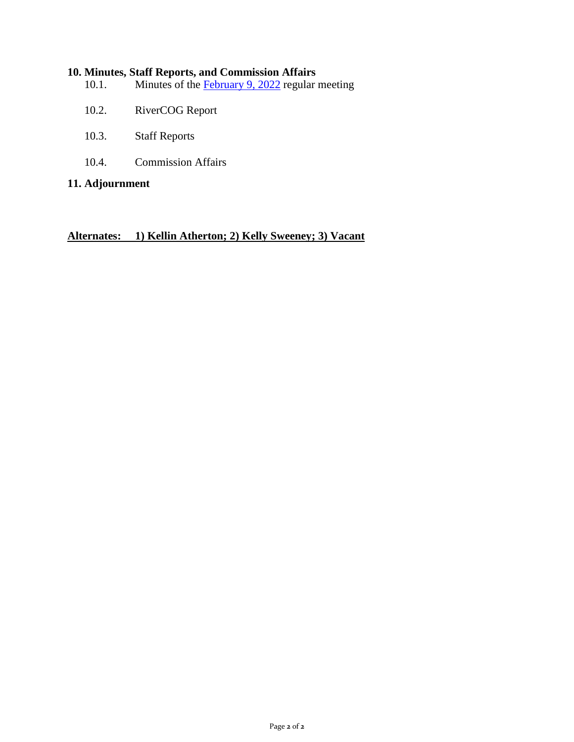**10. Minutes, Staff Reports, and Commission Affairs**

10.1. Minutes of the February 9, 2022 regular meeting

10.2. RiverCOG Report

10.3. Staff Reports

10.4. Commission Affairs

**11. Adjournment**

**Alternates: 1) Kellin Atherton; 2) Kelly Sweeney; 3) Vacant**